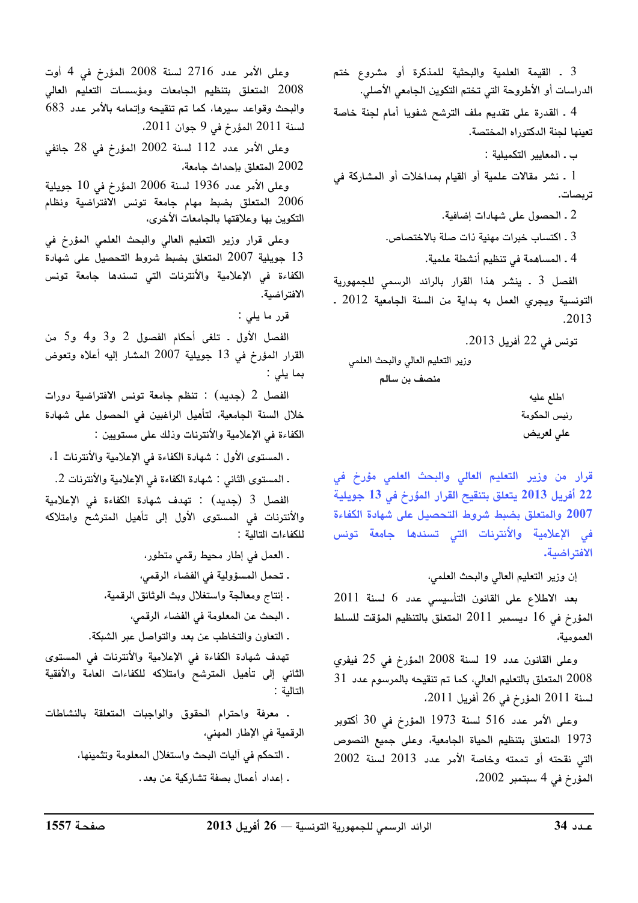3 ـ القيمة العلمية والبحثية للمذكرة أو مشروع ختم الدراسات أو الأطروحة التي تختم التكوين الجامعي الأصلي.

4 ـ القدرة على تقديم ملف الترشح شفويا أمام لجنة خاصة تعينها لجنة الدكتوراه المختصة.

ب ـ المعايير التكميلية :

1 ـ نشر مقالات علمية أو القيام بمداخلات أو المشاركة في تربصات.

2 ـ الحصول على شهادات إضافية.

3 ـ اكتساب خبرات مهنية ذات صلة بالاختصاص.

4 ـ المساهمة في تنظيم أنشطة علمية.

الفصل 3 ـ ينشر هذا القرار بالرائد الرسمي للجمهورية التونسية ويجري العمل به بداية من السنة الجامعية 2012 ـ 2013.

تونس في 22 أفريل 2013.

وزير التعليم العالي والبحث العلمي

**منصف بن سالم**

اطلع عليه

رئيس الحكومة

**علي لعريض**

## قرار من وزير التعليم العالي والبحث العلمي مؤرخ في 22 أفريل 2013 يتعلق بتنقيح القرار المؤرخ في 13 جويلية 2007 والمتعلق بضبط شروط التحصيل على شهادة الكفاءة في الإعلامية والأنترنات التي تسندها جامعة تونس الافتراضية.

إن وزير التعليم العالي والبحث العلمي،

بعد الاطلاع على القانون التأسيسي عدد 6 لسنة 2011 المؤرخ في 16 ديسمبر 2011 المتعلق بالتنظيم المؤقت للسلط العمومية،

وعلى القانون عدد 19 لسنة 2008 المؤرخ في 25 فيفري 2008 المتعلق بالتعليم العالي، كما تم تنقيحه بالمرسوم عدد 31 لسنة 2011 المؤرخ في 26 أفريل 2011،

وعلى الأمر عدد 516 لسنة 1973 المؤرخ في 30 أكتوبر 1973 المتعلق بتنظيم الحياة الجامعية، وعلى جميع النصوص التي نقحته أو تممته وخاصة الأمر عدد 2013 لسنة 2002 المؤرخ في 4 سبتمبر 2002،

وعلى الأمر عدد 2716 لسنة 2008 المؤرخ في 4 أوت 2008 المتعلق بتنظيم الجامعات ومؤسسات التعليم العالي والبحث وقواعد سيرها، كما تم تنقيحه وإتمامه بالأمر عدد 683 لسنة 2011 المؤرخ في 9 جوان 2011،

وعلى الأمر عدد 112 لسنة 2002 المؤرخ في 28 جانفي 2002 المتعلق بإحداث جامعة،

وعلى الأمر عدد 1936 لسنة 2006 المؤرخ في 10 جويلية 2006 المتعلق بضبط مهام جامعة تونس الافتراضية ونظام التكوين بها وعلاقتها بالجامعات الأخرى،

وعلى قرار وزير التعليم العالي والبحث العلمي المؤرخ في 13 جويلية 2007 المتعلق بضبط شروط التحصيل على شهادة الكفاءة في الإعلامية والأنترنات التي تسندها جامعة تونس الافتراضية.

قرر ما يلي :

الفصل الأول ـ تلغى أحكام الفصول 2 و3 و4 و5 من القرار المؤرخ في 13 جويلية 2007 المشار إليه أعلاه وتعوض بما يلي :

الفصل 2 (جديد) : تنظم جامعة تونس الافتراضية دورات خلال السنة الجامعية، لتأهيل الراغبين في الحصول على شهادة الكفاءة في الإعلامية والأنترنات وذلك على مستويين :

ـ المستوى الأول : شهادة الكفاءة في الإعلامية والأنترنات 1،

ـ المستوى الثاني : شهادة الكفاءة في الإعلامية والأنترنات 2.

الفصل 3 (جديد) : تهدف شهادة الكفاءة في الإعلامية والأنترنات في المستوى الأول إلى تأهيل المترشح وامتلاكه للكفاءات التالية :

ـ العمل في إطار محيط رقمي متطور،

ـ تحمل المسؤولية في الفضاء الرقمي،

ـ إنتاج ومعالجة واستغلال وبث الوثائق الرقمية،

ـ البحث عن المعلومة في الفضاء الرقمي،

ـ التعاون والتخاطب عن بعد والتواصل عبر الشبكة.

تهدف شهادة الكفاءة في الإعلامية والأنترنات في المستوى الثاني إلى تأهيل المترشح وامتلاكه للكفاءات العامة والأفقية التالية :

ـ معرفة واحترام الحقوق والواجبات المتعلقة بالنشاطات الرقمية في الإطار المهني،

ـ التحكم في آليات البحث واستغلال المعلومة وتثمينها،

ـ إعداد أعمال بصفة تشاركية عن بعد.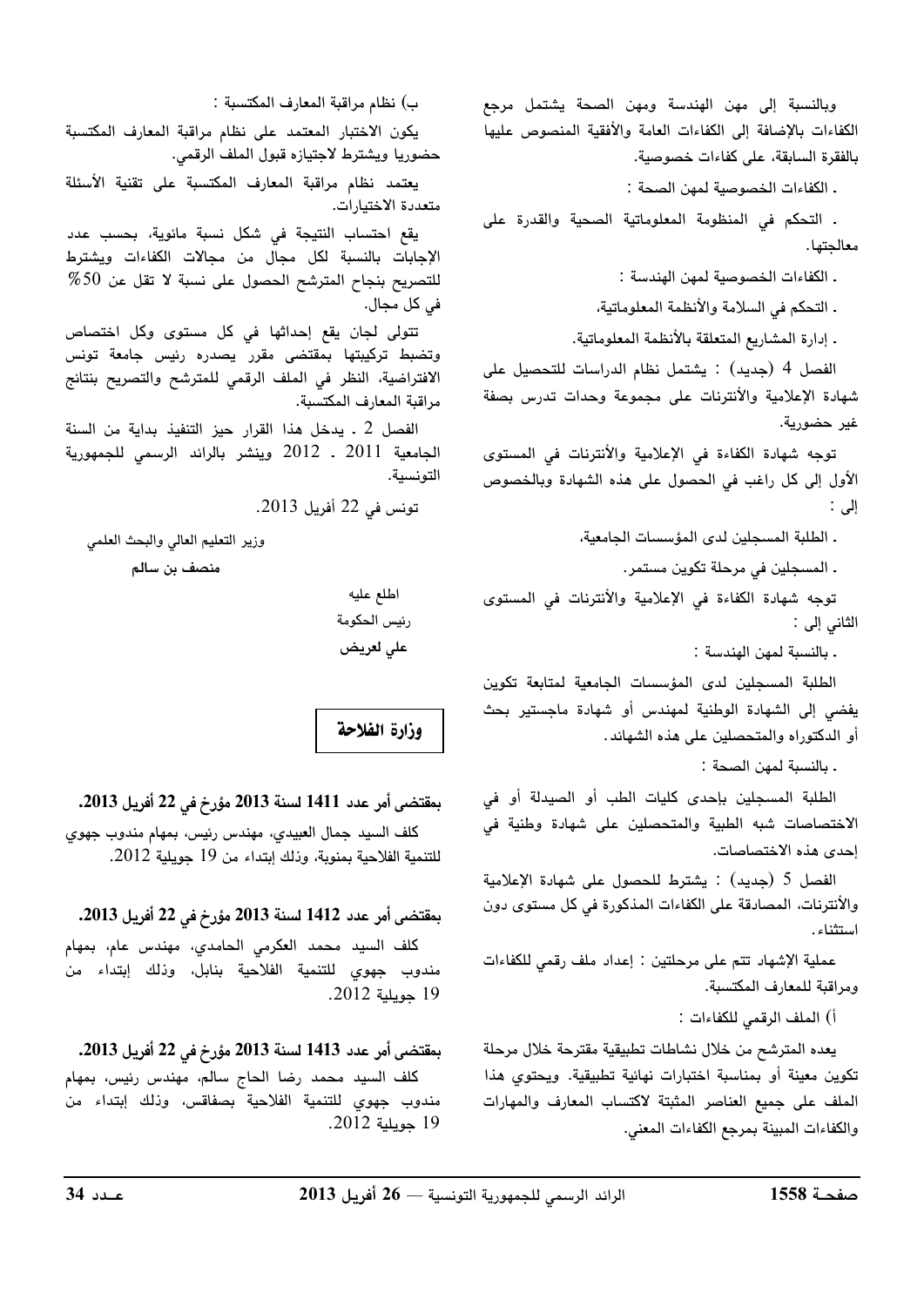وبالنسبة إلى مهن الهندسة ومهن الصحة يشتمل مرجع الكفاءات بالإضافة إلى الكفاءات العامة والأفقية المنصوص عليها بالفقرة السابقة، على كفاءات خصوصية.

- الكفاءات الخصوصية لمهن الصحة :

- التحكم في المنظومة المعلوماتية الصحية والقدرة على معالجتها.

- الكفاءات الخصوصية لمهن الهندسة :

- التحكم في السلامة والأنظمة المعلوماتية،

- إدارة المشاريع المتعلقة بالأنظمة المعلوماتية.

الفصل 4 (جديد) : يشتمل نظام الدراسات للتحصيل على شهادة الإعلامية والأنترنات على مجموعة وحدات تدرس بصفة غير حضورية.

توجه شهادة الكفاءة في الإعلامية والأنترنات في المستوى الأول إلى كل راغب في الحصول على هذه الشهادة وبالخصوص إلى :

- الطلبة المسجلين لدى المؤسسات الجامعية،

- المسجلين في مرحلة تكوين مستمر.

توجه شهادة الكفاءة في الإعلامية والأنترنات في المستوى الثاني إلى :

- بالنسبة لمهن الهندسة :

الطلبة المسجلين لدى المؤسسات الجامعية لمتابعة تكوين يفضي إلى الشهادة الوطنية لمهندس أو شهادة ماجستير بحث أو الدكتوراه والمتحصلين على هذه الشهائد.

- بالنسبة لمهن الصحة :

الطلبة المسجلين بإحدى كليات الطب أو الصيدلة أو في الاختصاصات شبه الطبية والمتحصلين على شهادة وطنية في إحدى هذه الاختصاصات.

الفصل 5 (جديد) : يشترط للحصول على شهادة الإعلامية والأنترنات، المصادقة على الكفاءات المذكورة في كل مستوى دون استثناء.

عملية الإشهاد تتم على مرحلتين : إعداد ملف رقمي للكفاءات ومراقبة للمعارف المكتسبة.

أ) الملف الرقمي للكفاءات :

يعده المترشح من خلال نشاطات تطبيقية مقترحة خلال مرحلة تكوين معينة أو بمناسبة اختبارات نهائية تطبيقية. ويحتوي هذا الملف على جميع العناصر المثبتة لاكتساب المعارف والمهارات والكفاءات المبينة بمرجع الكفاءات المعني.

ب) نظام مراقبة المعارف المكتسبة :

يكون الاختبار المعتمد على نظام مراقبة المعارف المكتسبة حضوريا ويشترط لاجتيازه قبول الملف الرقمي.

يعتمد نظام مراقبة المعارف المكتسبة على تقنية الأسئلة متعددة الاختيارات.

يقع احتساب النتيجة في شكل نسبة مائوية، بحسب عدد الإجابات بالنسبة لكل مجال من مجالات الكفاءات ويشترط للتصريح بنجاح المترشح الحصول على نسبة لا تقل عن 50% في كل مجال.

تتولى لجان يقع إحداثها في كل مستوى وكل اختصاص وتضبط تركيبتها بمقتضى مقرر يصدره رئيس جامعة تونس الافتراضية، النظر في الملف الرقمي للمترشح والتصريح بنتائج مراقبة المعارف المكتسبة.

الفصل 2 ـ يدخل هذا القرار حيز التنفيذ بداية من السنة الجامعية 2011 ـ 2012 وينشر بالرائد الرسمي للجمهورية التونسية.

تونس في 22 أفريل 2013.

وزير التعليم العالي والبحث العلمي

**منصف بن سالم**

اطلع عليه

رئيس الحكومة

**علي لعريض**

## وزارة الفلاحة

**بمقتضى أمر عدد 1411 لسنة 2013 مؤرخ في 22 أفريل 2013.**

كلف السيد جمال العبيدي، مهندس رئيس، بمهام مندوب جهوي للتنمية الفلاحية بمنوبة، وذلك إبتداء من 19 جويلية 2012.

**بمقتضى أمر عدد 1412 لسنة 2013 مؤرخ في 22 أفريل 2013.**

كلف السيد محمد العكرمي الحامدي، مهندس عام، بمهام مندوب جهوي للتنمية الفلاحية بنابل، وذلك إبتداء من 19 جويلية 2012.

**بمقتضى أمر عدد 1413 لسنة 2013 مؤرخ في 22 أفريل 2013.**

كلف السيد محمد رضا الحاج سالم، مهندس رئيس، بمهام مندوب جهوي للتنمية الفلاحية بصفاقس، وذلك إبتداء من 19 جويلية 2012.